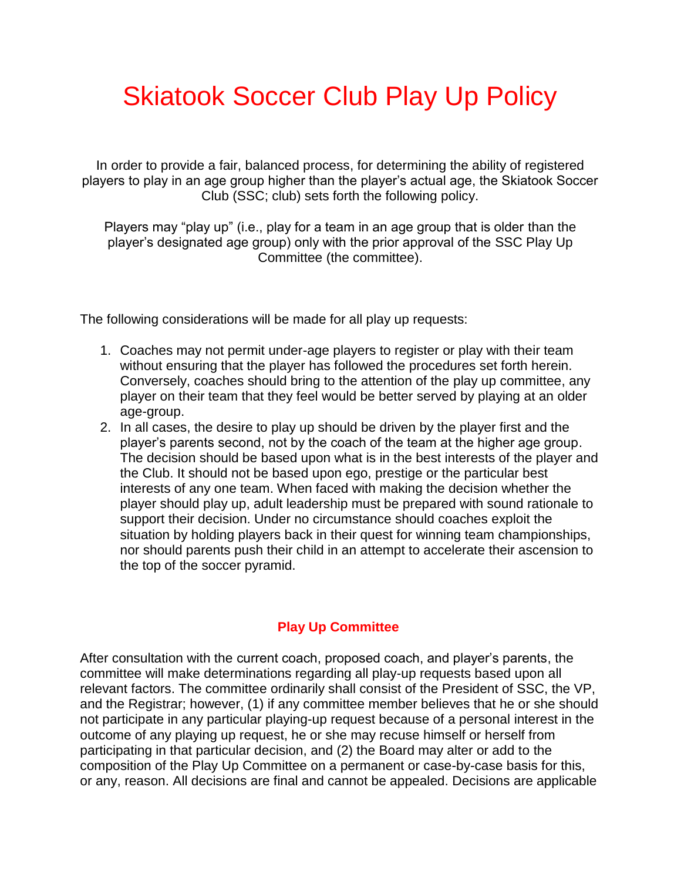# Skiatook Soccer Club Play Up Policy

In order to provide a fair, balanced process, for determining the ability of registered players to play in an age group higher than the player's actual age, the Skiatook Soccer Club (SSC; club) sets forth the following policy.

Players may "play up" (i.e., play for a team in an age group that is older than the player's designated age group) only with the prior approval of the SSC Play Up Committee (the committee).

The following considerations will be made for all play up requests:

1. Coaches may not permit under-age players to register or play with their team without ensuring that the player has followed the procedures set forth herein. Conversely, coaches should bring to the attention of the play up committee, any player on their team that they feel would be better served by playing at an older age-group.
2. In all cases, the desire to play up should be driven by the player first and the player's parents second, not by the coach of the team at the higher age group. The decision should be based upon what is in the best interests of the player and the Club. It should not be based upon ego, prestige or the particular best interests of any one team. When faced with making the decision whether the player should play up, adult leadership must be prepared with sound rationale to support their decision. Under no circumstance should coaches exploit the situation by holding players back in their quest for winning team championships, nor should parents push their child in an attempt to accelerate their ascension to the top of the soccer pyramid.

## Play Up Committee

After consultation with the current coach, proposed coach, and player's parents, the committee will make determinations regarding all play-up requests based upon all relevant factors. The committee ordinarily shall consist of the President of SSC, the VP, and the Registrar; however, (1) if any committee member believes that he or she should not participate in any particular playing-up request because of a personal interest in the outcome of any playing up request, he or she may recuse himself or herself from participating in that particular decision, and (2) the Board may alter or add to the composition of the Play Up Committee on a permanent or case-by-case basis for this, or any, reason. All decisions are final and cannot be appealed. Decisions are applicable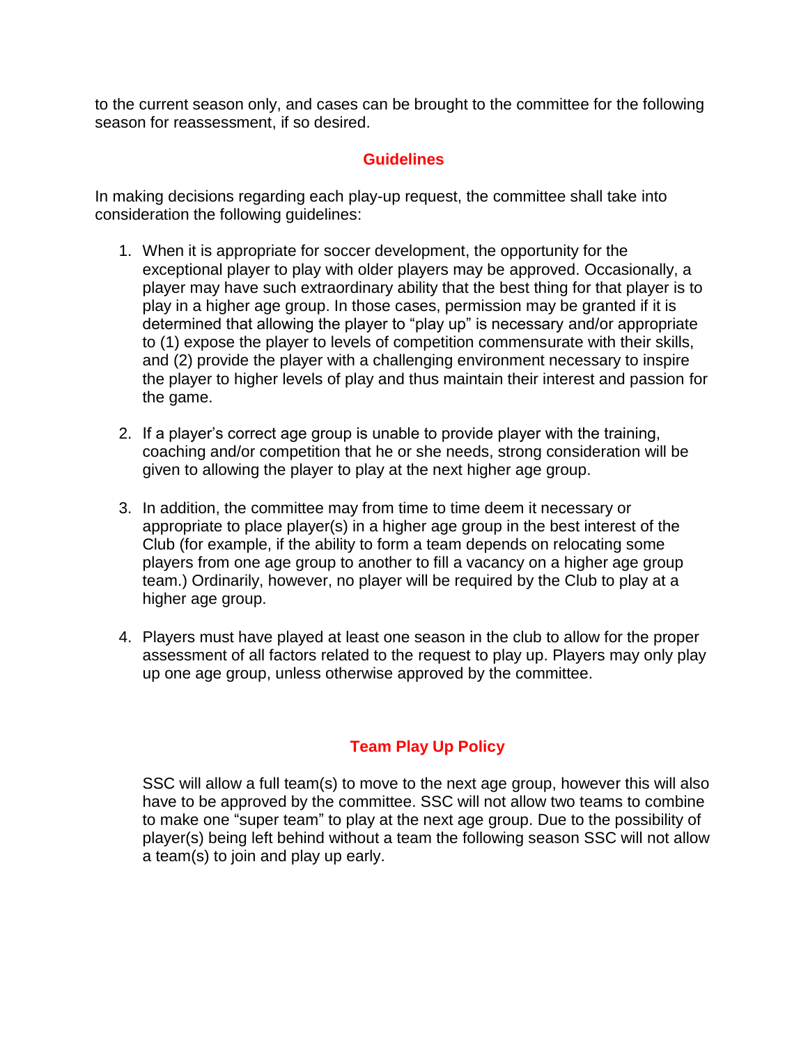to the current season only, and cases can be brought to the committee for the following season for reassessment, if so desired.

## Guidelines

In making decisions regarding each play-up request, the committee shall take into consideration the following guidelines:

1. When it is appropriate for soccer development, the opportunity for the exceptional player to play with older players may be approved. Occasionally, a player may have such extraordinary ability that the best thing for that player is to play in a higher age group. In those cases, permission may be granted if it is determined that allowing the player to "play up" is necessary and/or appropriate to (1) expose the player to levels of competition commensurate with their skills, and (2) provide the player with a challenging environment necessary to inspire the player to higher levels of play and thus maintain their interest and passion for the game.

2. If a player's correct age group is unable to provide player with the training, coaching and/or competition that he or she needs, strong consideration will be given to allowing the player to play at the next higher age group.

3. In addition, the committee may from time to time deem it necessary or appropriate to place player(s) in a higher age group in the best interest of the Club (for example, if the ability to form a team depends on relocating some players from one age group to another to fill a vacancy on a higher age group team.) Ordinarily, however, no player will be required by the Club to play at a higher age group.

4. Players must have played at least one season in the club to allow for the proper assessment of all factors related to the request to play up. Players may only play up one age group, unless otherwise approved by the committee.

## Team Play Up Policy

SSC will allow a full team(s) to move to the next age group, however this will also have to be approved by the committee. SSC will not allow two teams to combine to make one "super team" to play at the next age group. Due to the possibility of player(s) being left behind without a team the following season SSC will not allow a team(s) to join and play up early.